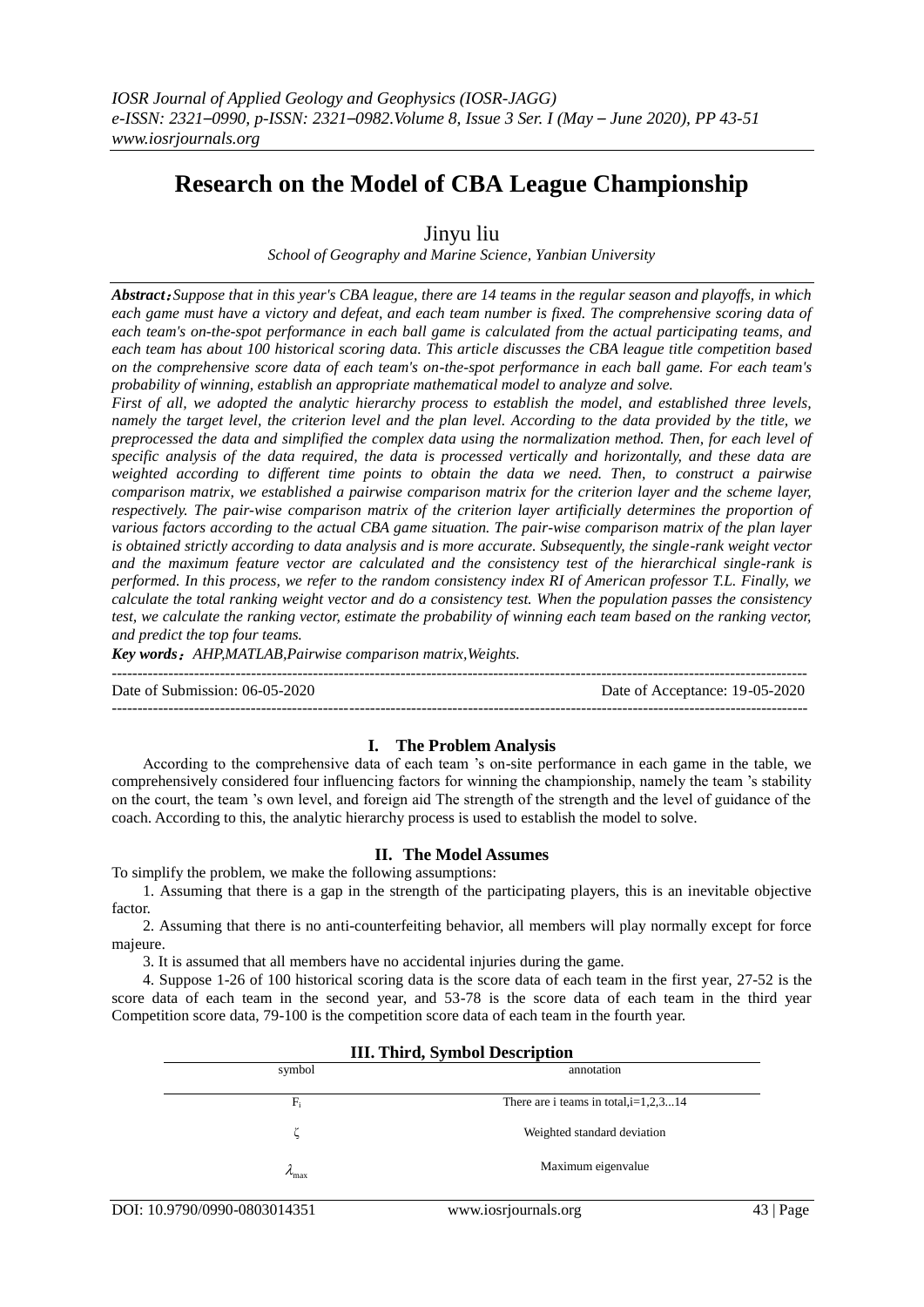# Research on the Model of CBA League Championship

Jinyu liu

*School of Geography and Marine Science, Yanbian University*

***Abstract**：Suppose that in this year's CBA league, there are 14 teams in the regular season and playoffs, in which each game must have a victory and defeat, and each team number is fixed. The comprehensive scoring data of each team's on-the-spot performance in each ball game is calculated from the actual participating teams, and each team has about 100 historical scoring data. This article discusses the CBA league title competition based on the comprehensive score data of each team's on-the-spot performance in each ball game. For each team's probability of winning, establish an appropriate mathematical model to analyze and solve.*

*First of all, we adopted the analytic hierarchy process to establish the model, and established three levels, namely the target level, the criterion level and the plan level. According to the data provided by the title, we preprocessed the data and simplified the complex data using the normalization method. Then, for each level of specific analysis of the data required, the data is processed vertically and horizontally, and these data are weighted according to different time points to obtain the data we need. Then, to construct a pairwise comparison matrix, we established a pairwise comparison matrix for the criterion layer and the scheme layer, respectively. The pair-wise comparison matrix of the criterion layer artificially determines the proportion of various factors according to the actual CBA game situation. The pair-wise comparison matrix of the plan layer is obtained strictly according to data analysis and is more accurate. Subsequently, the single-rank weight vector and the maximum feature vector are calculated and the consistency test of the hierarchical single-rank is performed. In this process, we refer to the random consistency index RI of American professor T.L. Finally, we calculate the total ranking weight vector and do a consistency test. When the population passes the consistency test, we calculate the ranking vector, estimate the probability of winning each team based on the ranking vector, and predict the top four teams.*

***Key words**：AHP,MATLAB,Pairwise comparison matrix,Weights.*

---

Date of Submission: 06-05-2020 Date of Acceptance: 19-05-2020

---

## I. The Problem Analysis

According to the comprehensive data of each team 's on-site performance in each game in the table, we comprehensively considered four influencing factors for winning the championship, namely the team 's stability on the court, the team 's own level, and foreign aid The strength of the strength and the level of guidance of the coach. According to this, the analytic hierarchy process is used to establish the model to solve.

## II. The Model Assumes

To simplify the problem, we make the following assumptions:

1. Assuming that there is a gap in the strength of the participating players, this is an inevitable objective factor.

2. Assuming that there is no anti-counterfeiting behavior, all members will play normally except for force majeure.

3. It is assumed that all members have no accidental injuries during the game.

4. Suppose 1-26 of 100 historical scoring data is the score data of each team in the first year, 27-52 is the score data of each team in the second year, and 53-78 is the score data of each team in the third year Competition score data, 79-100 is the competition score data of each team in the fourth year.

## III. Third, Symbol Description

| symbol | annotation |
|---|---|
| $F_i$ | There are i teams in total,i=1,2,3...14 |
| $\zeta$ | Weighted standard deviation |
| $\lambda_{\max}$ | Maximum eigenvalue |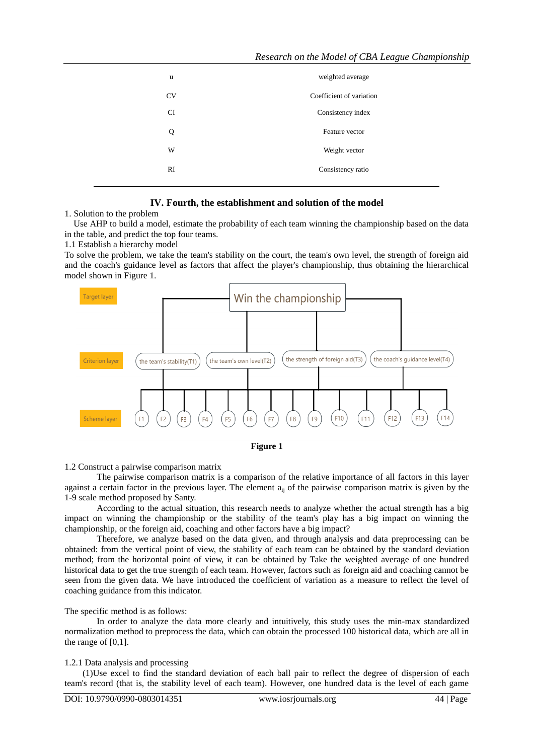| u | weighted average |
|---|---|
| CV | Coefficient of variation |
| CI | Consistency index |
| Q | Feature vector |
| W | Weight vector |
| RI | Consistency ratio |

## IV. Fourth, the establishment and solution of the model

1. Solution to the problem

Use AHP to build a model, estimate the probability of each team winning the championship based on the data in the table, and predict the top four teams.

1.1 Establish a hierarchy model

To solve the problem, we take the team's stability on the court, the team's own level, the strength of foreign aid and the coach's guidance level as factors that affect the player's championship, thus obtaining the hierarchical model shown in Figure 1.

Target layer: Win the championship

Criterion layer: the team's stability(T1), the team's own level(T2), the strength of foreign aid(T3), the coach's guidance level(T4)

Scheme layer: F1, F2, F3, F4, F5, F6, F7, F8, F9, F10, F11, F12, F13, F14

**Figure 1**

1.2 Construct a pairwise comparison matrix

The pairwise comparison matrix is a comparison of the relative importance of all factors in this layer against a certain factor in the previous layer. The element $a_{ij}$ of the pairwise comparison matrix is given by the 1-9 scale method proposed by Santy.

According to the actual situation, this research needs to analyze whether the actual strength has a big impact on winning the championship or the stability of the team's play has a big impact on winning the championship, or the foreign aid, coaching and other factors have a big impact?

Therefore, we analyze based on the data given, and through analysis and data preprocessing can be obtained: from the vertical point of view, the stability of each team can be obtained by the standard deviation method; from the horizontal point of view, it can be obtained by Take the weighted average of one hundred historical data to get the true strength of each team. However, factors such as foreign aid and coaching cannot be seen from the given data. We have introduced the coefficient of variation as a measure to reflect the level of coaching guidance from this indicator.

The specific method is as follows:

In order to analyze the data more clearly and intuitively, this study uses the min-max standardized normalization method to preprocess the data, which can obtain the processed 100 historical data, which are all in the range of [0,1].

1.2.1 Data analysis and processing

(1)Use excel to find the standard deviation of each ball pair to reflect the degree of dispersion of each team's record (that is, the stability level of each team). However, one hundred data is the level of each game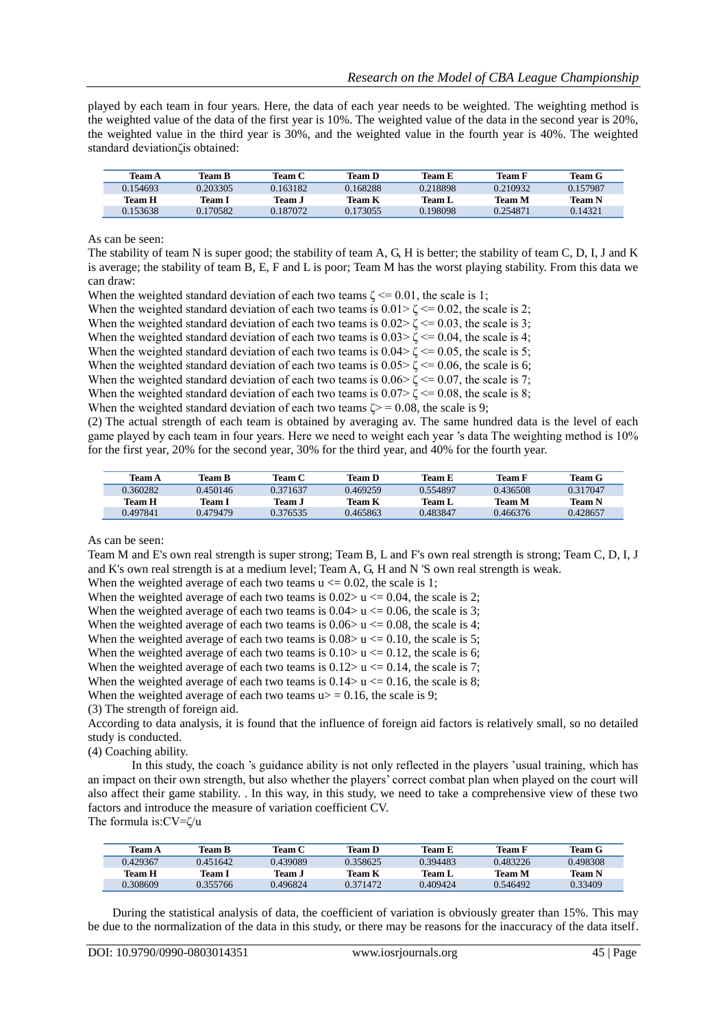played by each team in four years. Here, the data of each year needs to be weighted. The weighting method is the weighted value of the data of the first year is 10%. The weighted value of the data in the second year is 20%, the weighted value in the third year is 30%, and the weighted value in the fourth year is 40%. The weighted standard deviation$\zeta$is obtained:

| Team A | Team B | Team C | Team D | Team E | Team F | Team G |
|---|---|---|---|---|---|---|
| 0.154693 | 0.203305 | 0.163182 | 0.168288 | 0.218898 | 0.210932 | 0.157987 |
| **Team H** | **Team I** | **Team J** | **Team K** | **Team L** | **Team M** | **Team N** |
| 0.153638 | 0.170582 | 0.187072 | 0.173055 | 0.198098 | 0.254871 | 0.14321 |

As can be seen:

The stability of team N is super good; the stability of team A, G, H is better; the stability of team C, D, I, J and K is average; the stability of team B, E, F and L is poor; Team M has the worst playing stability. From this data we can draw:

When the weighted standard deviation of each two teams $\zeta <= 0.01$, the scale is 1;
When the weighted standard deviation of each two teams is $0.01 > \zeta <= 0.02$, the scale is 2;
When the weighted standard deviation of each two teams is $0.02 > \zeta <= 0.03$, the scale is 3;
When the weighted standard deviation of each two teams is $0.03 > \zeta <= 0.04$, the scale is 4;
When the weighted standard deviation of each two teams is $0.04 > \zeta <= 0.05$, the scale is 5;
When the weighted standard deviation of each two teams is $0.05 > \zeta <= 0.06$, the scale is 6;
When the weighted standard deviation of each two teams is $0.06 > \zeta <= 0.07$, the scale is 7;
When the weighted standard deviation of each two teams is $0.07 > \zeta <= 0.08$, the scale is 8;
When the weighted standard deviation of each two teams $\zeta > = 0.08$, the scale is 9;

(2) The actual strength of each team is obtained by averaging av. The same hundred data is the level of each game played by each team in four years. Here we need to weight each year 's data The weighting method is 10% for the first year, 20% for the second year, 30% for the third year, and 40% for the fourth year.

| Team A | Team B | Team C | Team D | Team E | Team F | Team G |
|---|---|---|---|---|---|---|
| 0.360282 | 0.450146 | 0.371637 | 0.469259 | 0.554897 | 0.436508 | 0.317047 |
| **Team H** | **Team I** | **Team J** | **Team K** | **Team L** | **Team M** | **Team N** |
| 0.497841 | 0.479479 | 0.376535 | 0.465863 | 0.483847 | 0.466376 | 0.428657 |

As can be seen:

Team M and E's own real strength is super strong; Team B, L and F's own real strength is strong; Team C, D, I, J and K's own real strength is at a medium level; Team A, G, H and N 'S own real strength is weak.

When the weighted average of each two teams $u <= 0.02$, the scale is 1;
When the weighted average of each two teams is $0.02 > u <= 0.04$, the scale is 2;
When the weighted average of each two teams is $0.04 > u <= 0.06$, the scale is 3;
When the weighted average of each two teams is $0.06 > u <= 0.08$, the scale is 4;
When the weighted average of each two teams is $0.08 > u <= 0.10$, the scale is 5;
When the weighted average of each two teams is $0.10 > u <= 0.12$, the scale is 6;
When the weighted average of each two teams is $0.12 > u <= 0.14$, the scale is 7;
When the weighted average of each two teams is $0.14 > u <= 0.16$, the scale is 8;
When the weighted average of each two teams $u > = 0.16$, the scale is 9;

(3) The strength of foreign aid.

According to data analysis, it is found that the influence of foreign aid factors is relatively small, so no detailed study is conducted.

(4) Coaching ability.

In this study, the coach 's guidance ability is not only reflected in the players 'usual training, which has an impact on their own strength, but also whether the players' correct combat plan when played on the court will also affect their game stability. . In this way, in this study, we need to take a comprehensive view of these two factors and introduce the measure of variation coefficient CV.

The formula is:$CV=\zeta/u$

| Team A | Team B | Team C | Team D | Team E | Team F | Team G |
|---|---|---|---|---|---|---|
| 0.429367 | 0.451642 | 0.439089 | 0.358625 | 0.394483 | 0.483226 | 0.498308 |
| **Team H** | **Team I** | **Team J** | **Team K** | **Team L** | **Team M** | **Team N** |
| 0.308609 | 0.355766 | 0.496824 | 0.371472 | 0.409424 | 0.546492 | 0.33409 |

During the statistical analysis of data, the coefficient of variation is obviously greater than 15%. This may be due to the normalization of the data in this study, or there may be reasons for the inaccuracy of the data itself.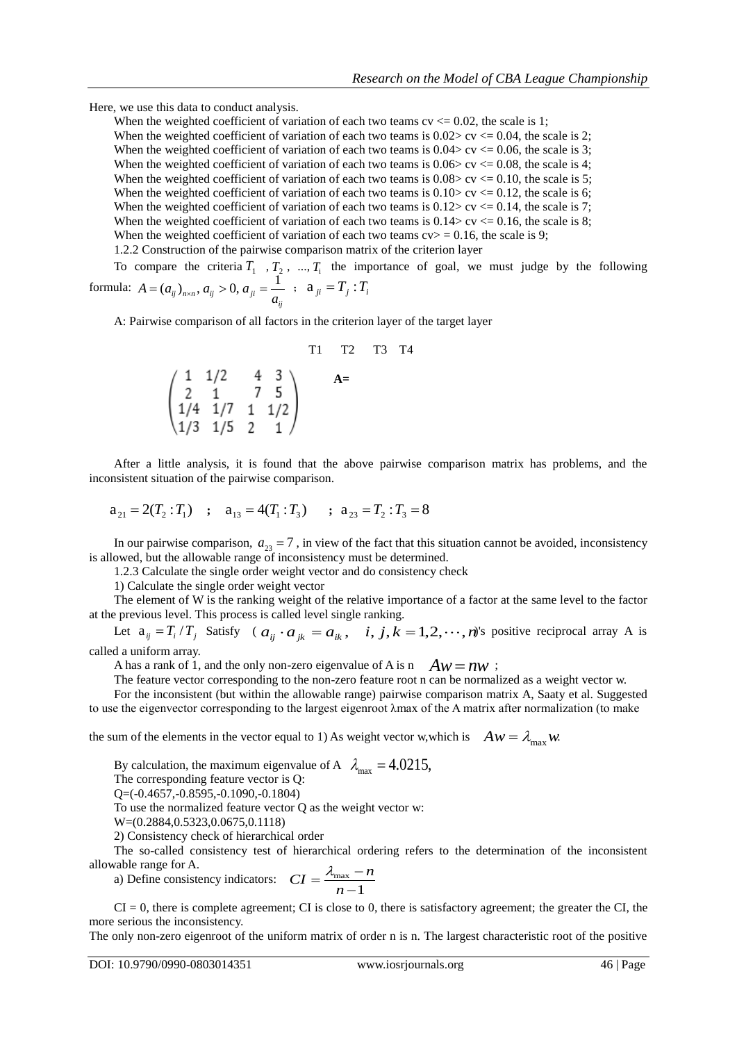Here, we use this data to conduct analysis.

When the weighted coefficient of variation of each two teams cv <= 0.02, the scale is 1;
When the weighted coefficient of variation of each two teams is 0.02> cv <= 0.04, the scale is 2;
When the weighted coefficient of variation of each two teams is 0.04> cv <= 0.06, the scale is 3;
When the weighted coefficient of variation of each two teams is 0.06> cv <= 0.08, the scale is 4;
When the weighted coefficient of variation of each two teams is 0.08> cv <= 0.10, the scale is 5;
When the weighted coefficient of variation of each two teams is 0.10> cv <= 0.12, the scale is 6;
When the weighted coefficient of variation of each two teams is 0.12> cv <= 0.14, the scale is 7;
When the weighted coefficient of variation of each two teams is 0.14> cv <= 0.16, the scale is 8;
When the weighted coefficient of variation of each two teams cv> = 0.16, the scale is 9;

1.2.2 Construction of the pairwise comparison matrix of the criterion layer

To compare the criteria $T_1$ , $T_2$ , ..., $T_i$ the importance of goal, we must judge by the following formula: $A = (a_{ij})_{n\times n}, a_{ij} > 0, a_{ji} = \frac{1}{a_{ij}}$ ; $a_{ji} = T_j : T_i$

A: Pairwise comparison of all factors in the criterion layer of the target layer

T1 T2 T3 T4

$$A = \begin{pmatrix} 1 & 1/2 & 4 & 3 \\ 2 & 1 & 7 & 5 \\ 1/4 & 1/7 & 1 & 1/2 \\ 1/3 & 1/5 & 2 & 1 \end{pmatrix}$$

After a little analysis, it is found that the above pairwise comparison matrix has problems, and the inconsistent situation of the pairwise comparison.

$$a_{21} = 2(T_2 : T_1) \quad ; \quad a_{13} = 4(T_1 : T_3) \quad ; \quad a_{23} = T_2 : T_3 = 8$$

In our pairwise comparison, $a_{23} = 7$ , in view of the fact that this situation cannot be avoided, inconsistency is allowed, but the allowable range of inconsistency must be determined.

1.2.3 Calculate the single order weight vector and do consistency check

1) Calculate the single order weight vector

The element of W is the ranking weight of the relative importance of a factor at the same level to the factor at the previous level. This process is called level single ranking.

Let $a_{ij} = T_i / T_j$ Satisfy ( $a_{ij} \cdot a_{jk} = a_{ik}, \quad i, j, k = 1,2,\cdots,n$ )'s positive reciprocal array A is called a uniform array.

A has a rank of 1, and the only non-zero eigenvalue of A is n $Aw = nw$ ;

The feature vector corresponding to the non-zero feature root n can be normalized as a weight vector w.

For the inconsistent (but within the allowable range) pairwise comparison matrix A, Saaty et al. Suggested to use the eigenvector corresponding to the largest eigenroot λmax of the A matrix after normalization (to make the sum of the elements in the vector equal to 1) As weight vector w,which is $Aw = \lambda_{\max} w$.

By calculation, the maximum eigenvalue of A $\lambda_{\max} = 4.0215,$

The corresponding feature vector is Q:

Q=(-0.4657,-0.8595,-0.1090,-0.1804)

To use the normalized feature vector Q as the weight vector w:

W=(0.2884,0.5323,0.0675,0.1118)

2) Consistency check of hierarchical order

The so-called consistency test of hierarchical ordering refers to the determination of the inconsistent allowable range for A.

a) Define consistency indicators: $CI = \frac{\lambda_{\max} - n}{n-1}$

CI = 0, there is complete agreement; CI is close to 0, there is satisfactory agreement; the greater the CI, the more serious the inconsistency.

The only non-zero eigenroot of the uniform matrix of order n is n. The largest characteristic root of the positive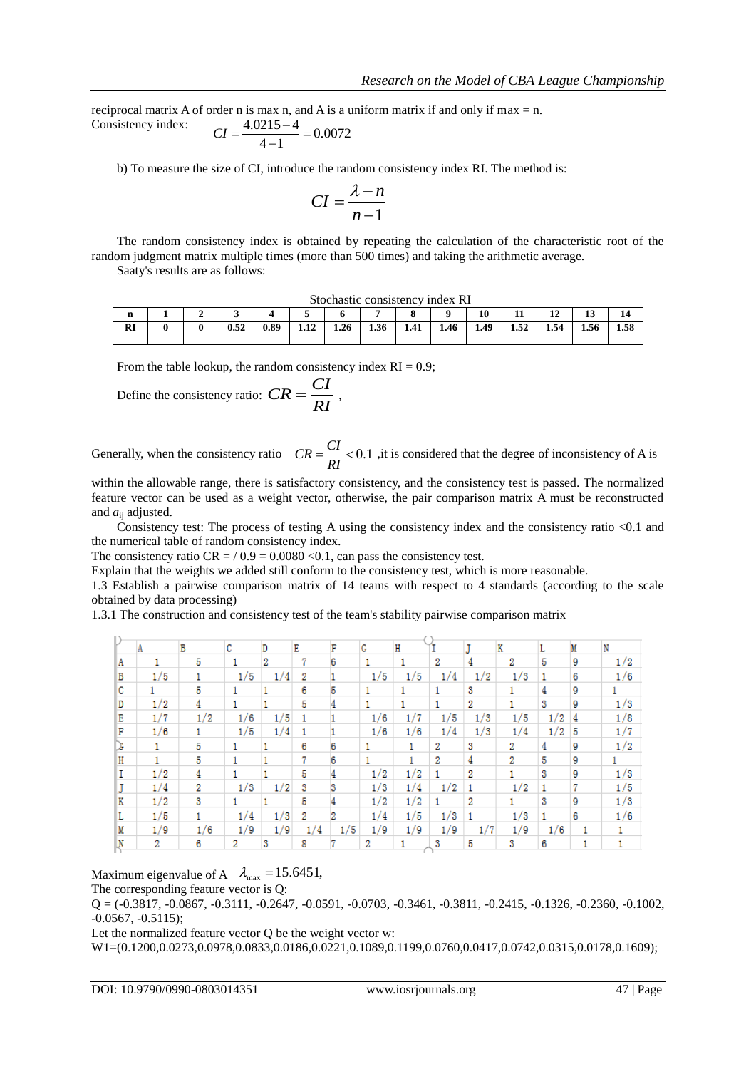reciprocal matrix A of order n is max n, and A is a uniform matrix if and only if max = n.

Consistency index: $CI = \frac{4.0215-4}{4-1} = 0.0072$

b) To measure the size of CI, introduce the random consistency index RI. The method is:

$$CI = \frac{\lambda - n}{n-1}$$

The random consistency index is obtained by repeating the calculation of the characteristic root of the random judgment matrix multiple times (more than 500 times) and taking the arithmetic average.

Saaty's results are as follows:

Stochastic consistency index RI

| **n** | **1** | **2** | **3** | **4** | **5** | **6** | **7** | **8** | **9** | **10** | **11** | **12** | **13** | **14** |
|---|---|---|---|---|---|---|---|---|---|---|---|---|---|---|
| **RI** | **0** | **0** | **0.52** | **0.89** | **1.12** | **1.26** | **1.36** | **1.41** | **1.46** | **1.49** | **1.52** | **1.54** | **1.56** | **1.58** |

From the table lookup, the random consistency index RI = 0.9;

Define the consistency ratio: $CR = \frac{CI}{RI}$ ,

Generally, when the consistency ratio $CR = \frac{CI}{RI} < 0.1$ ,it is considered that the degree of inconsistency of A is within the allowable range, there is satisfactory consistency, and the consistency test is passed. The normalized feature vector can be used as a weight vector, otherwise, the pair comparison matrix A must be reconstructed and $a_{ij}$ adjusted.

Consistency test: The process of testing A using the consistency index and the consistency ratio <0.1 and the numerical table of random consistency index.

The consistency ratio CR = / 0.9 = 0.0080 <0.1, can pass the consistency test.

Explain that the weights we added still conform to the consistency test, which is more reasonable.

1.3 Establish a pairwise comparison matrix of 14 teams with respect to 4 standards (according to the scale obtained by data processing)

1.3.1 The construction and consistency test of the team's stability pairwise comparison matrix

| | A | B | C | D | E | F | G | H | I | J | K | L | M | N |
|---|---|---|---|---|---|---|---|---|---|---|---|---|---|---|
| A | 1 | 5 | 1 | 2 | 7 | 6 | 1 | 1 | 2 | 4 | 2 | 5 | 9 | 1/2 |
| B | 1/5 | 1 | 1/5 | 1/4 | 2 | 1 | 1/5 | 1/5 | 1/4 | 1/2 | 1/3 | 1 | 6 | 1/6 |
| C | 1 | 5 | 1 | 1 | 6 | 5 | 1 | 1 | 1 | 3 | 1 | 4 | 9 | 1 |
| D | 1/2 | 4 | 1 | 1 | 5 | 4 | 1 | 1 | 1 | 2 | 1 | 3 | 9 | 1/3 |
| E | 1/7 | 1/2 | 1/6 | 1/5 | 1 | 1 | 1/6 | 1/7 | 1/5 | 1/3 | 1/5 | 1/2 | 4 | 1/8 |
| F | 1/6 | 1 | 1/5 | 1/4 | 1 | 1 | 1/6 | 1/6 | 1/4 | 1/3 | 1/4 | 1/2 | 5 | 1/7 |
| G | 1 | 5 | 1 | 1 | 6 | 6 | 1 | 1 | 2 | 3 | 2 | 4 | 9 | 1/2 |
| H | 1 | 5 | 1 | 1 | 7 | 6 | 1 | 1 | 2 | 4 | 2 | 5 | 9 | 1 |
| I | 1/2 | 4 | 1 | 1 | 5 | 4 | 1/2 | 1/2 | 1 | 2 | 1 | 3 | 9 | 1/3 |
| J | 1/4 | 2 | 1/3 | 1/2 | 3 | 3 | 1/3 | 1/4 | 1/2 | 1 | 1/2 | 1 | 7 | 1/5 |
| K | 1/2 | 3 | 1 | 1 | 5 | 4 | 1/2 | 1/2 | 1 | 2 | 1 | 3 | 9 | 1/3 |
| L | 1/5 | 1 | 1/4 | 1/3 | 2 | 2 | 1/4 | 1/5 | 1/3 | 1 | 1/3 | 1 | 6 | 1/6 |
| M | 1/9 | 1/6 | 1/9 | 1/9 | 1/4 | 1/5 | 1/9 | 1/9 | 1/9 | 1/7 | 1/9 | 1/6 | 1 | 1 |
| N | 2 | 6 | 2 | 3 | 8 | 7 | 2 | 1 | 3 | 5 | 3 | 6 | 1 | 1 |

Maximum eigenvalue of A $\lambda_{max} = 15.6451$,

The corresponding feature vector is Q:

Q = (-0.3817, -0.0867, -0.3111, -0.2647, -0.0591, -0.0703, -0.3461, -0.3811, -0.2415, -0.1326, -0.2360, -0.1002, -0.0567, -0.5115);

Let the normalized feature vector Q be the weight vector w:

W1=(0.1200,0.0273,0.0978,0.0833,0.0186,0.0221,0.1089,0.1199,0.0760,0.0417,0.0742,0.0315,0.0178,0.1609);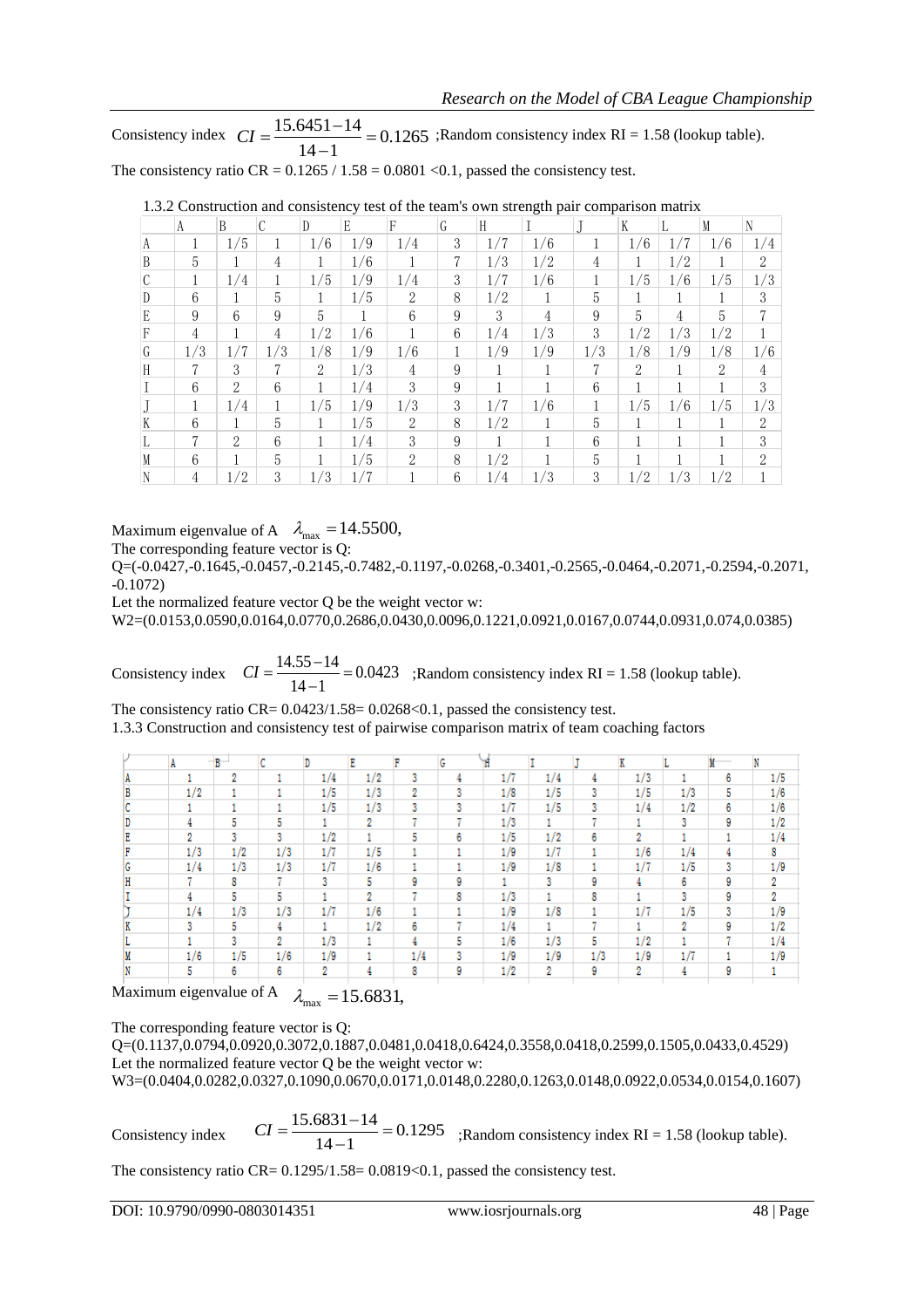Consistency index $CI = \frac{15.6451 - 14}{14-1} = 0.1265$ ;Random consistency index RI = 1.58 (lookup table).

The consistency ratio CR = 0.1265 / 1.58 = 0.0801 <0.1, passed the consistency test.

1.3.2 Construction and consistency test of the team's own strength pair comparison matrix

| | A | B | C | D | E | F | G | H | I | J | K | L | M | N |
|---|---|---|---|---|---|---|---|---|---|---|---|---|---|---|
| A | 1 | 1/5 | 1 | 1/6 | 1/9 | 1/4 | 3 | 1/7 | 1/6 | 1 | 1/6 | 1/7 | 1/6 | 1/4 |
| B | 5 | 1 | 4 | 1 | 1/6 | 1 | 7 | 1/3 | 1/2 | 4 | 1 | 1/2 | 1 | 2 |
| C | 1 | 1/4 | 1 | 1/5 | 1/9 | 1/4 | 3 | 1/7 | 1/6 | 1 | 1/5 | 1/6 | 1/5 | 1/3 |
| D | 6 | 1 | 5 | 1 | 1/5 | 2 | 8 | 1/2 | 1 | 5 | 1 | 1 | 1 | 3 |
| E | 9 | 6 | 9 | 5 | 1 | 6 | 9 | 3 | 4 | 9 | 5 | 4 | 5 | 7 |
| F | 4 | 1 | 4 | 1/2 | 1/6 | 1 | 6 | 1/4 | 1/3 | 3 | 1/2 | 1/3 | 1/2 | 1 |
| G | 1/3 | 1/7 | 1/3 | 1/8 | 1/9 | 1/6 | 1 | 1/9 | 1/9 | 1/3 | 1/8 | 1/9 | 1/8 | 1/6 |
| H | 7 | 3 | 7 | 2 | 1/3 | 4 | 9 | 1 | 1 | 7 | 2 | 1 | 2 | 4 |
| I | 6 | 2 | 6 | 1 | 1/4 | 3 | 9 | 1 | 1 | 6 | 1 | 1 | 1 | 3 |
| J | 1 | 1/4 | 1 | 1/5 | 1/9 | 1/3 | 3 | 1/7 | 1/6 | 1 | 1/5 | 1/6 | 1/5 | 1/3 |
| K | 6 | 1 | 5 | 1 | 1/5 | 2 | 8 | 1/2 | 1 | 5 | 1 | 1 | 1 | 2 |
| L | 7 | 2 | 6 | 1 | 1/4 | 3 | 9 | 1 | 1 | 6 | 1 | 1 | 1 | 3 |
| M | 6 | 1 | 5 | 1 | 1/5 | 2 | 8 | 1/2 | 1 | 5 | 1 | 1 | 1 | 2 |
| N | 4 | 1/2 | 3 | 1/3 | 1/7 | 1 | 6 | 1/4 | 1/3 | 3 | 1/2 | 1/3 | 1/2 | 1 |

Maximum eigenvalue of A $\lambda_{\max} = 14.5500$,

The corresponding feature vector is Q:

Q=(-0.0427,-0.1645,-0.0457,-0.2145,-0.7482,-0.1197,-0.0268,-0.3401,-0.2565,-0.0464,-0.2071,-0.2594,-0.2071,-0.1072)

Let the normalized feature vector Q be the weight vector w:

W2=(0.0153,0.0590,0.0164,0.0770,0.2686,0.0430,0.0096,0.1221,0.0921,0.0167,0.0744,0.0931,0.074,0.0385)

Consistency index $CI = \frac{14.55 - 14}{14-1} = 0.0423$ ;Random consistency index RI = 1.58 (lookup table).

The consistency ratio CR= 0.0423/1.58= 0.0268<0.1, passed the consistency test.

1.3.3 Construction and consistency test of pairwise comparison matrix of team coaching factors

| | A | B | C | D | E | F | G | H | I | J | K | L | M | N |
|---|---|---|---|---|---|---|---|---|---|---|---|---|---|---|
| A | 1 | 2 | 1 | 1/4 | 1/2 | 3 | 4 | 1/7 | 1/4 | 4 | 1/3 | 1 | 6 | 1/5 |
| B | 1/2 | 1 | 1 | 1/5 | 1/3 | 2 | 3 | 1/8 | 1/5 | 3 | 1/5 | 1/3 | 5 | 1/6 |
| C | 1 | 1 | 1 | 1/5 | 1/3 | 3 | 3 | 1/7 | 1/5 | 3 | 1/4 | 1/2 | 6 | 1/6 |
| D | 4 | 5 | 5 | 1 | 2 | 7 | 7 | 1/3 | 1 | 7 | 1 | 3 | 9 | 1/2 |
| E | 2 | 3 | 3 | 1/2 | 1 | 5 | 6 | 1/5 | 1/2 | 6 | 2 | 1 | 1 | 1/4 |
| F | 1/3 | 1/2 | 1/3 | 1/7 | 1/5 | 1 | 1 | 1/9 | 1/7 | 1 | 1/6 | 1/4 | 4 | 8 |
| G | 1/4 | 1/3 | 1/3 | 1/7 | 1/6 | 1 | 1 | 1/9 | 1/8 | 1 | 1/7 | 1/5 | 3 | 1/9 |
| H | 7 | 8 | 7 | 3 | 5 | 9 | 9 | 1 | 3 | 9 | 4 | 6 | 9 | 2 |
| I | 4 | 5 | 5 | 1 | 2 | 7 | 8 | 1/3 | 1 | 8 | 1 | 3 | 9 | 2 |
| J | 1/4 | 1/3 | 1/3 | 1/7 | 1/6 | 1 | 1 | 1/9 | 1/8 | 1 | 1/7 | 1/5 | 3 | 1/9 |
| K | 3 | 5 | 4 | 1 | 1/2 | 6 | 7 | 1/4 | 1 | 7 | 1 | 2 | 9 | 1/2 |
| L | 1 | 3 | 2 | 1/3 | 1 | 4 | 5 | 1/6 | 1/3 | 5 | 1/2 | 1 | 7 | 1/4 |
| M | 1/6 | 1/5 | 1/6 | 1/9 | 1 | 1/4 | 3 | 1/9 | 1/9 | 1/3 | 1/9 | 1/7 | 1 | 1/9 |
| N | 5 | 6 | 6 | 2 | 4 | 8 | 9 | 1/2 | 2 | 9 | 2 | 4 | 9 | 1 |

Maximum eigenvalue of A $\lambda_{\max} = 15.6831$,

The corresponding feature vector is Q:

Q=(0.1137,0.0794,0.0920,0.3072,0.1887,0.0481,0.0418,0.6424,0.3558,0.0418,0.2599,0.1505,0.0433,0.4529)

Let the normalized feature vector Q be the weight vector w:

W3=(0.0404,0.0282,0.0327,0.1090,0.0670,0.0171,0.0148,0.2280,0.1263,0.0148,0.0922,0.0534,0.0154,0.1607)

Consistency index $CI = \frac{15.6831 - 14}{14-1} = 0.1295$ ;Random consistency index RI = 1.58 (lookup table).

The consistency ratio CR= 0.1295/1.58= 0.0819<0.1, passed the consistency test.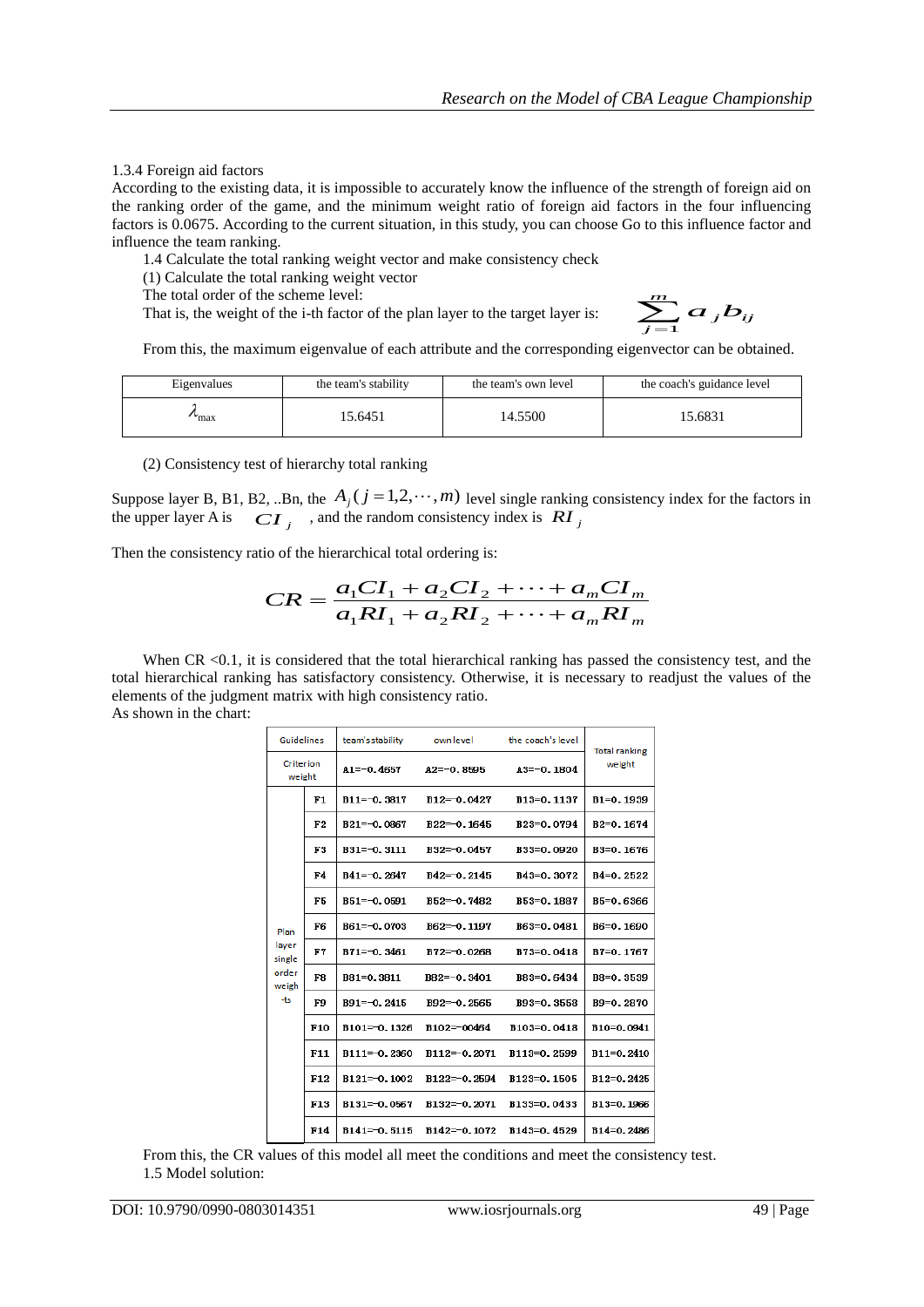1.3.4 Foreign aid factors

According to the existing data, it is impossible to accurately know the influence of the strength of foreign aid on the ranking order of the game, and the minimum weight ratio of foreign aid factors in the four influencing factors is 0.0675. According to the current situation, in this study, you can choose Go to this influence factor and influence the team ranking.

1.4 Calculate the total ranking weight vector and make consistency check

(1) Calculate the total ranking weight vector

The total order of the scheme level:

That is, the weight of the i-th factor of the plan layer to the target layer is: $\sum_{j=1}^{m} a_j b_{ij}$

From this, the maximum eigenvalue of each attribute and the corresponding eigenvector can be obtained.

| Eigenvalues | the team's stability | the team's own level | the coach's guidance level |
|---|---|---|---|
| $\lambda_{\max}$ | 15.6451 | 14.5500 | 15.6831 |

(2) Consistency test of hierarchy total ranking

Suppose layer B, B1, B2, ..Bn, the $A_j(j=1,2,\cdots,m)$ level single ranking consistency index for the factors in the upper layer A is $CI_j$, and the random consistency index is $RI_j$

Then the consistency ratio of the hierarchical total ordering is:

$$CR = \frac{a_1 CI_1 + a_2 CI_2 + \cdots + a_m CI_m}{a_1 RI_1 + a_2 RI_2 + \cdots + a_m RI_m}$$

When CR <0.1, it is considered that the total hierarchical ranking has passed the consistency test, and the total hierarchical ranking has satisfactory consistency. Otherwise, it is necessary to readjust the values of the elements of the judgment matrix with high consistency ratio.

As shown in the chart:

| Guidelines | | team'sstability | own level | the coach's level | Total ranking weight |
|---|---|---|---|---|---|
| Criterion weight | | A1=-0.4657 | A2=-0.8595 | A3=-0.1804 | |
| Plan layer single order weigh -ts | F1 | B11=-0.3817 | B12=-0.0427 | B13=0.1137 | B1=0.1939 |
| | F2 | B21=-0.0867 | B22=-0.1645 | B23=0.0794 | B2=0.1674 |
| | F3 | B31=-0.3111 | B32=-0.0457 | B33=0.0920 | B3=0.1676 |
| | F4 | B41=-0.2647 | B42=-0.2145 | B43=0.3072 | B4=0.2522 |
| | F5 | B51=-0.0591 | B52=-0.7482 | B53=0.1887 | B5=0.6366 |
| | F6 | B61=-0.0703 | B62=-0.1197 | B63=0.0481 | B6=0.1690 |
| | F7 | B71=-0.3461 | B72=-0.0268 | B73=0.0418 | B7=0.1767 |
| | F8 | B81=0.3811 | B82=-0.3401 | B83=0.6434 | B8=0.3539 |
| | F9 | B91=-0.2415 | B92=-0.2565 | B93=0.3558 | B9=0.2870 |
| | F10 | B101=-0.1326 | B102=-00464 | B103=0.0418 | B10=0.0941 |
| | F11 | B111=-0.2360 | B112=-0.2071 | B113=0.2599 | B11=0.2410 |
| | F12 | B121=-0.1002 | B122=-0.2594 | B123=0.1505 | B12=0.2425 |
| | F13 | B131=-0.0567 | B132=-0.2071 | B133=0.0433 | B13=0.1966 |
| | F14 | B141=-0.5115 | B142=-0.1072 | B143=0.4529 | B14=0.2486 |

From this, the CR values of this model all meet the conditions and meet the consistency test.

1.5 Model solution: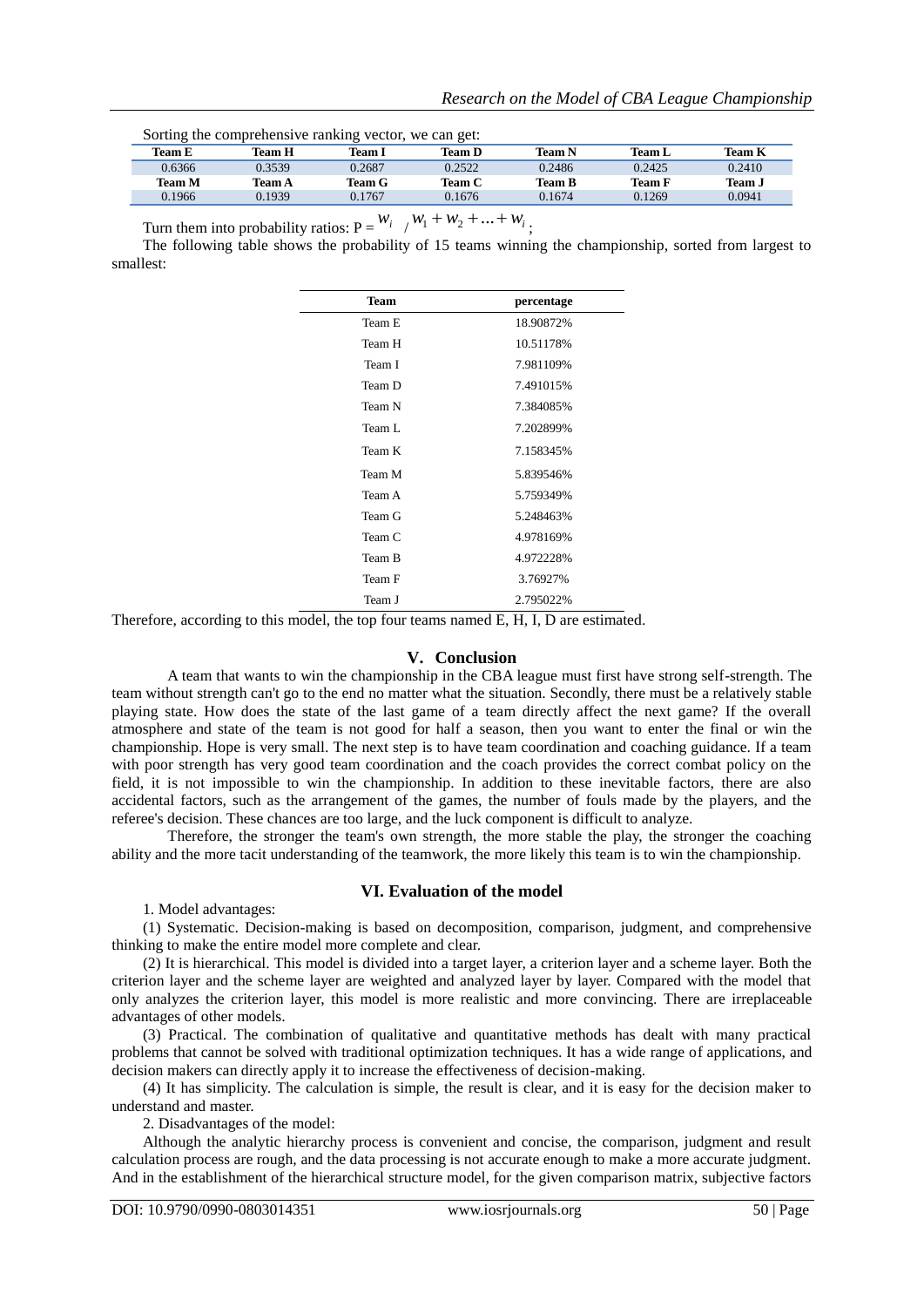Sorting the comprehensive ranking vector, we can get:

| Team E | Team H | Team I | Team D | Team N | Team L | Team K |
|---|---|---|---|---|---|---|
| 0.6366 | 0.3539 | 0.2687 | 0.2522 | 0.2486 | 0.2425 | 0.2410 |
| **Team M** | **Team A** | **Team G** | **Team C** | **Team B** | **Team F** | **Team J** |
| 0.1966 | 0.1939 | 0.1767 | 0.1676 | 0.1674 | 0.1269 | 0.0941 |

Turn them into probability ratios: $P = w_i / w_1 + w_2 + \ldots + w_i$;

The following table shows the probability of 15 teams winning the championship, sorted from largest to smallest:

| Team | percentage |
|---|---|
| Team E | 18.90872% |
| Team H | 10.51178% |
| Team I | 7.981109% |
| Team D | 7.491015% |
| Team N | 7.384085% |
| Team L | 7.202899% |
| Team K | 7.158345% |
| Team M | 5.839546% |
| Team A | 5.759349% |
| Team G | 5.248463% |
| Team C | 4.978169% |
| Team B | 4.972228% |
| Team F | 3.76927% |
| Team J | 2.795022% |

Therefore, according to this model, the top four teams named E, H, I, D are estimated.

## V. Conclusion

A team that wants to win the championship in the CBA league must first have strong self-strength. The team without strength can't go to the end no matter what the situation. Secondly, there must be a relatively stable playing state. How does the state of the last game of a team directly affect the next game? If the overall atmosphere and state of the team is not good for half a season, then you want to enter the final or win the championship. Hope is very small. The next step is to have team coordination and coaching guidance. If a team with poor strength has very good team coordination and the coach provides the correct combat policy on the field, it is not impossible to win the championship. In addition to these inevitable factors, there are also accidental factors, such as the arrangement of the games, the number of fouls made by the players, and the referee's decision. These chances are too large, and the luck component is difficult to analyze.

Therefore, the stronger the team's own strength, the more stable the play, the stronger the coaching ability and the more tacit understanding of the teamwork, the more likely this team is to win the championship.

## VI. Evaluation of the model

1. Model advantages:

(1) Systematic. Decision-making is based on decomposition, comparison, judgment, and comprehensive thinking to make the entire model more complete and clear.

(2) It is hierarchical. This model is divided into a target layer, a criterion layer and a scheme layer. Both the criterion layer and the scheme layer are weighted and analyzed layer by layer. Compared with the model that only analyzes the criterion layer, this model is more realistic and more convincing. There are irreplaceable advantages of other models.

(3) Practical. The combination of qualitative and quantitative methods has dealt with many practical problems that cannot be solved with traditional optimization techniques. It has a wide range of applications, and decision makers can directly apply it to increase the effectiveness of decision-making.

(4) It has simplicity. The calculation is simple, the result is clear, and it is easy for the decision maker to understand and master.

2. Disadvantages of the model:

Although the analytic hierarchy process is convenient and concise, the comparison, judgment and result calculation process are rough, and the data processing is not accurate enough to make a more accurate judgment. And in the establishment of the hierarchical structure model, for the given comparison matrix, subjective factors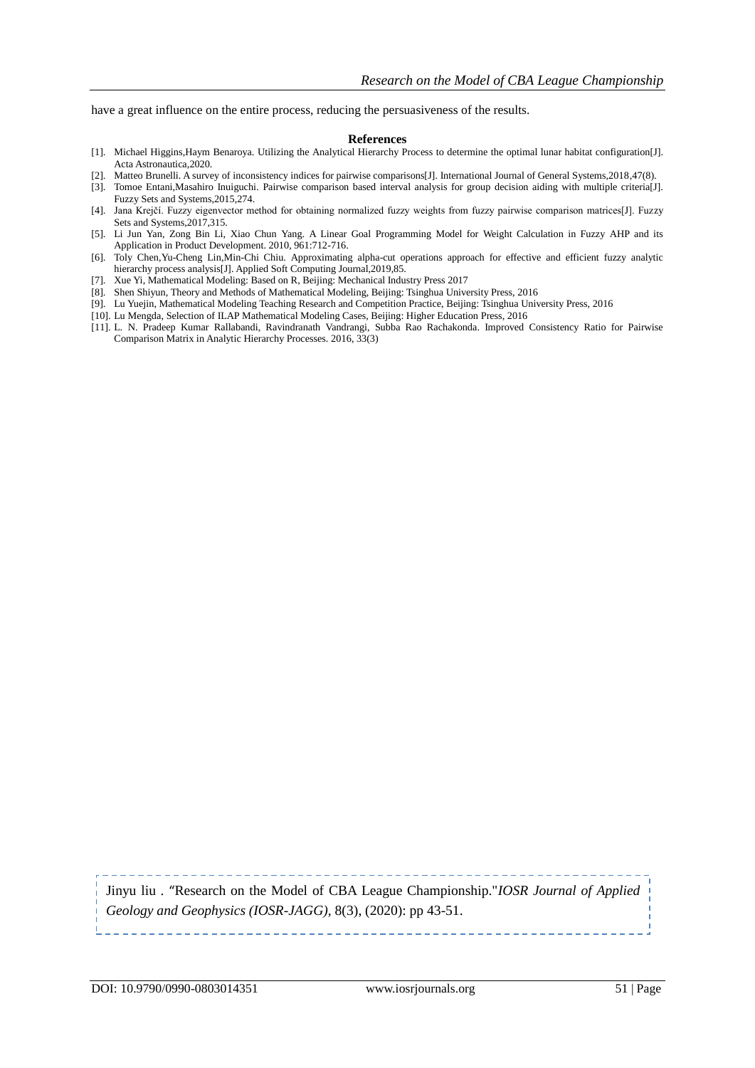have a great influence on the entire process, reducing the persuasiveness of the results.

## References

[1]. Michael Higgins,Haym Benaroya. Utilizing the Analytical Hierarchy Process to determine the optimal lunar habitat configuration[J]. Acta Astronautica,2020.

[2]. Matteo Brunelli. A survey of inconsistency indices for pairwise comparisons[J]. International Journal of General Systems,2018,47(8).

[3]. Tomoe Entani,Masahiro Inuiguchi. Pairwise comparison based interval analysis for group decision aiding with multiple criteria[J]. Fuzzy Sets and Systems,2015,274.

[4]. Jana Krejčí. Fuzzy eigenvector method for obtaining normalized fuzzy weights from fuzzy pairwise comparison matrices[J]. Fuzzy Sets and Systems,2017,315.

[5]. Li Jun Yan, Zong Bin Li, Xiao Chun Yang. A Linear Goal Programming Model for Weight Calculation in Fuzzy AHP and its Application in Product Development. 2010, 961:712-716.

[6]. Toly Chen,Yu-Cheng Lin,Min-Chi Chiu. Approximating alpha-cut operations approach for effective and efficient fuzzy analytic hierarchy process analysis[J]. Applied Soft Computing Journal,2019,85.

[7]. Xue Yi, Mathematical Modeling: Based on R, Beijing: Mechanical Industry Press 2017

[8]. Shen Shiyun, Theory and Methods of Mathematical Modeling, Beijing: Tsinghua University Press, 2016

[9]. Lu Yuejin, Mathematical Modeling Teaching Research and Competition Practice, Beijing: Tsinghua University Press, 2016

[10]. Lu Mengda, Selection of ILAP Mathematical Modeling Cases, Beijing: Higher Education Press, 2016

[11]. L. N. Pradeep Kumar Rallabandi, Ravindranath Vandrangi, Subba Rao Rachakonda. Improved Consistency Ratio for Pairwise Comparison Matrix in Analytic Hierarchy Processes. 2016, 33(3)

Jinyu liu . "Research on the Model of CBA League Championship."*IOSR Journal of Applied Geology and Geophysics (IOSR-JAGG)*, 8(3), (2020): pp 43-51.